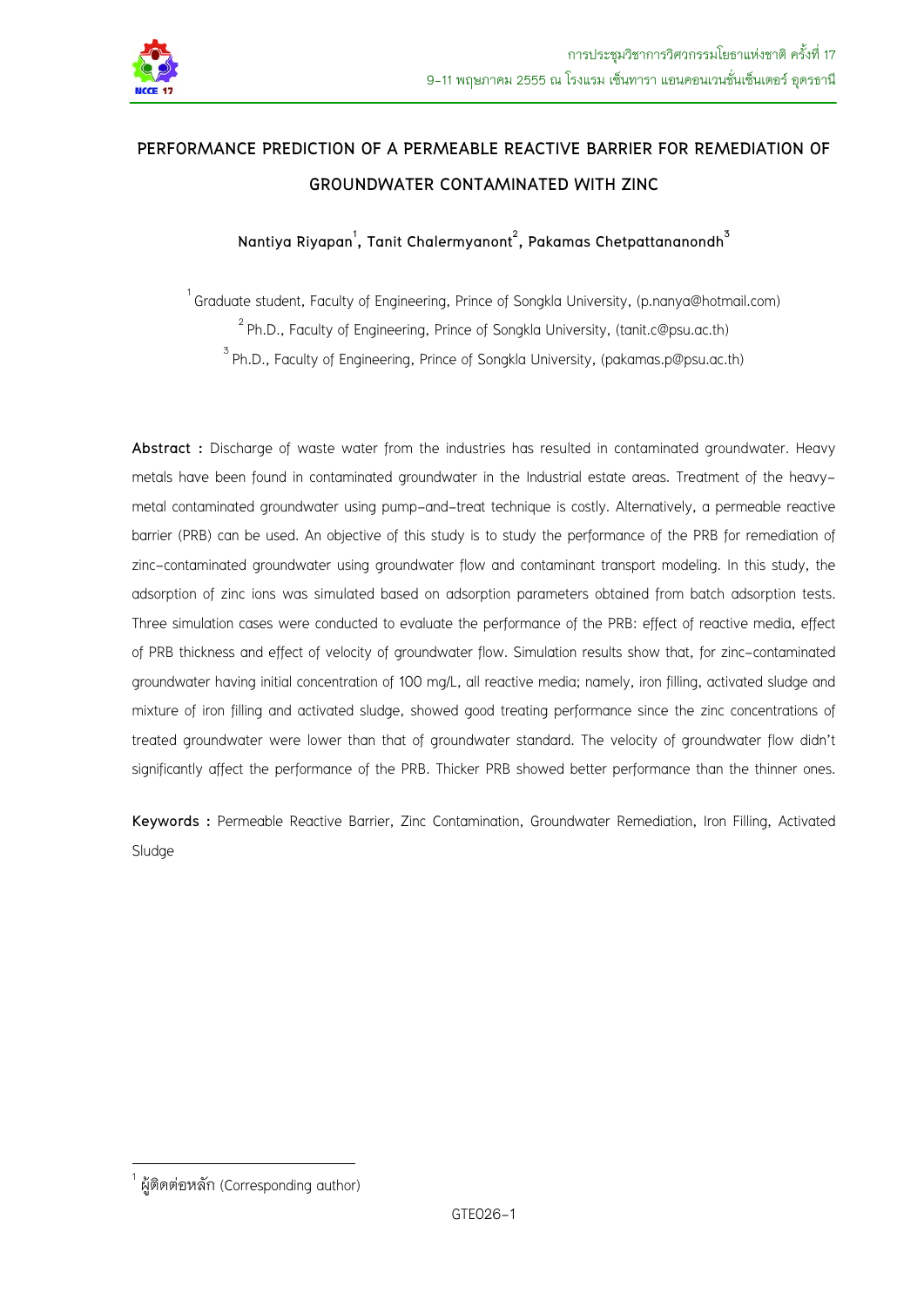# PERFORMANCE PREDICTION OF A PERMEABLE REACTIVE BARRIER FOR REMEDIATION OF GROUNDWATER CONTAMINATED WITH ZINC

**Nantiya Riyapan[1], Tanit Chalermyanont[2], Pakamas Chetpattananondh[3]**

[1] Graduate student, Faculty of Engineering, Prince of Songkla University, (p.nanya@hotmail.com)

[2] Ph.D., Faculty of Engineering, Prince of Songkla University, (tanit.c@psu.ac.th)

[3] Ph.D., Faculty of Engineering, Prince of Songkla University, (pakamas.p@psu.ac.th)

**Abstract :** Discharge of waste water from the industries has resulted in contaminated groundwater. Heavy metals have been found in contaminated groundwater in the Industrial estate areas. Treatment of the heavy-metal contaminated groundwater using pump-and-treat technique is costly. Alternatively, a permeable reactive barrier (PRB) can be used. An objective of this study is to study the performance of the PRB for remediation of zinc-contaminated groundwater using groundwater flow and contaminant transport modeling. In this study, the adsorption of zinc ions was simulated based on adsorption parameters obtained from batch adsorption tests. Three simulation cases were conducted to evaluate the performance of the PRB: effect of reactive media, effect of PRB thickness and effect of velocity of groundwater flow. Simulation results show that, for zinc-contaminated groundwater having initial concentration of 100 mg/L, all reactive media; namely, iron filling, activated sludge and mixture of iron filling and activated sludge, showed good treating performance since the zinc concentrations of treated groundwater were lower than that of groundwater standard. The velocity of groundwater flow didn't significantly affect the performance of the PRB. Thicker PRB showed better performance than the thinner ones.

**Keywords :** Permeable Reactive Barrier, Zinc Contamination, Groundwater Remediation, Iron Filling, Activated Sludge

---

[1] ผู้ติดต่อหลัก (Corresponding author)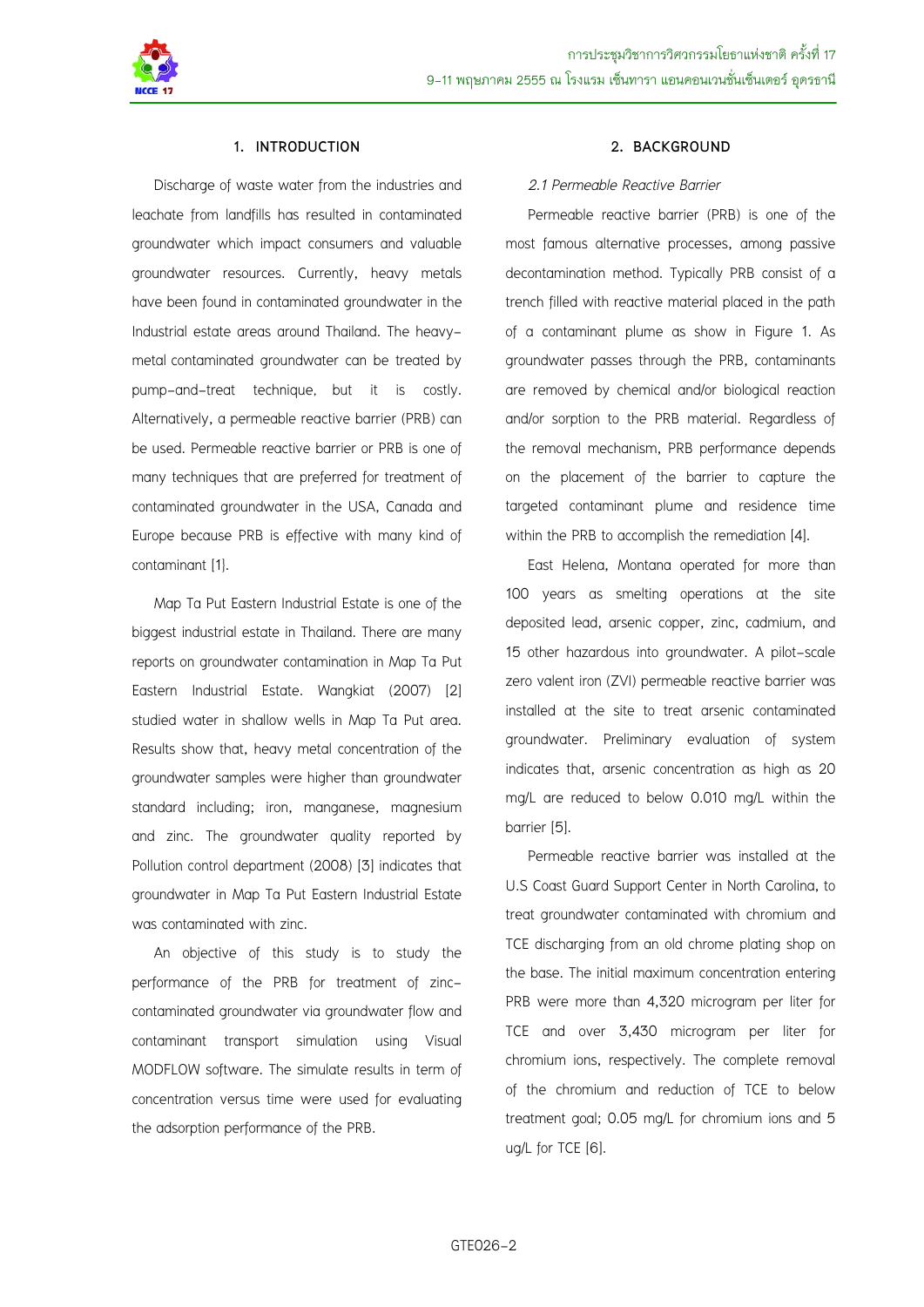## 1. INTRODUCTION

Discharge of waste water from the industries and leachate from landfills has resulted in contaminated groundwater which impact consumers and valuable groundwater resources. Currently, heavy metals have been found in contaminated groundwater in the Industrial estate areas around Thailand. The heavy-metal contaminated groundwater can be treated by pump-and-treat technique, but it is costly. Alternatively, a permeable reactive barrier (PRB) can be used. Permeable reactive barrier or PRB is one of many techniques that are preferred for treatment of contaminated groundwater in the USA, Canada and Europe because PRB is effective with many kind of contaminant [1].

Map Ta Put Eastern Industrial Estate is one of the biggest industrial estate in Thailand. There are many reports on groundwater contamination in Map Ta Put Eastern Industrial Estate. Wangkiat (2007) [2] studied water in shallow wells in Map Ta Put area. Results show that, heavy metal concentration of the groundwater samples were higher than groundwater standard including; iron, manganese, magnesium and zinc. The groundwater quality reported by Pollution control department (2008) [3] indicates that groundwater in Map Ta Put Eastern Industrial Estate was contaminated with zinc.

An objective of this study is to study the performance of the PRB for treatment of zinc-contaminated groundwater via groundwater flow and contaminant transport simulation using Visual MODFLOW software. The simulate results in term of concentration versus time were used for evaluating the adsorption performance of the PRB.

## 2. BACKGROUND

*2.1 Permeable Reactive Barrier*

Permeable reactive barrier (PRB) is one of the most famous alternative processes, among passive decontamination method. Typically PRB consist of a trench filled with reactive material placed in the path of a contaminant plume as show in Figure 1. As groundwater passes through the PRB, contaminants are removed by chemical and/or biological reaction and/or sorption to the PRB material. Regardless of the removal mechanism, PRB performance depends on the placement of the barrier to capture the targeted contaminant plume and residence time within the PRB to accomplish the remediation [4].

East Helena, Montana operated for more than 100 years as smelting operations at the site deposited lead, arsenic copper, zinc, cadmium, and 15 other hazardous into groundwater. A pilot-scale zero valent iron (ZVI) permeable reactive barrier was installed at the site to treat arsenic contaminated groundwater. Preliminary evaluation of system indicates that, arsenic concentration as high as 20 mg/L are reduced to below 0.010 mg/L within the barrier [5].

Permeable reactive barrier was installed at the U.S Coast Guard Support Center in North Carolina, to treat groundwater contaminated with chromium and TCE discharging from an old chrome plating shop on the base. The initial maximum concentration entering PRB were more than 4,320 microgram per liter for TCE and over 3,430 microgram per liter for chromium ions, respectively. The complete removal of the chromium and reduction of TCE to below treatment goal; 0.05 mg/L for chromium ions and 5 ug/L for TCE [6].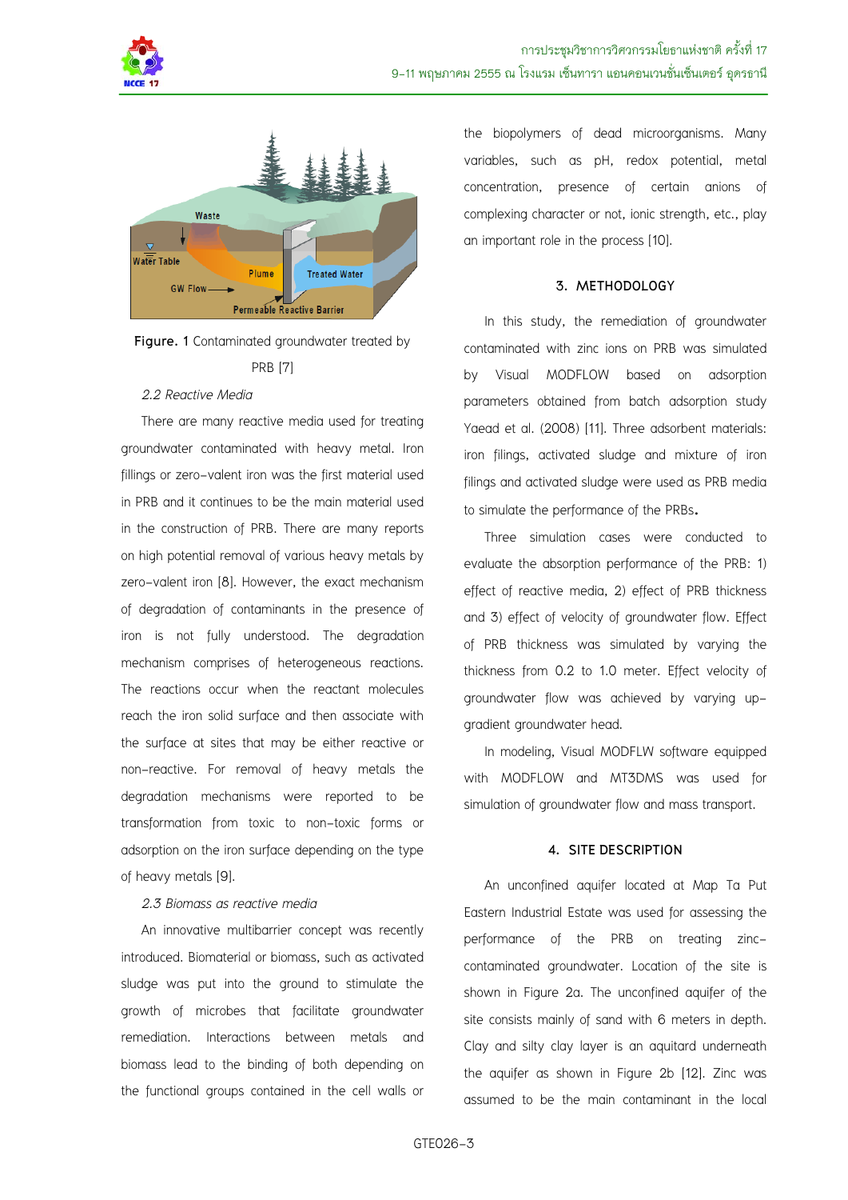Figure. 1 Contaminated groundwater treated by PRB [7]

*2.2 Reactive Media*

There are many reactive media used for treating groundwater contaminated with heavy metal. Iron fillings or zero-valent iron was the first material used in PRB and it continues to be the main material used in the construction of PRB. There are many reports on high potential removal of various heavy metals by zero-valent iron [8]. However, the exact mechanism of degradation of contaminants in the presence of iron is not fully understood. The degradation mechanism comprises of heterogeneous reactions. The reactions occur when the reactant molecules reach the iron solid surface and then associate with the surface at sites that may be either reactive or non-reactive. For removal of heavy metals the degradation mechanisms were reported to be transformation from toxic to non-toxic forms or adsorption on the iron surface depending on the type of heavy metals [9].

*2.3 Biomass as reactive media*

An innovative multibarrier concept was recently introduced. Biomaterial or biomass, such as activated sludge was put into the ground to stimulate the growth of microbes that facilitate groundwater remediation. Interactions between metals and biomass lead to the binding of both depending on the functional groups contained in the cell walls or the biopolymers of dead microorganisms. Many variables, such as pH, redox potential, metal concentration, presence of certain anions of complexing character or not, ionic strength, etc., play an important role in the process [10].

## 3. METHODOLOGY

In this study, the remediation of groundwater contaminated with zinc ions on PRB was simulated by Visual MODFLOW based on adsorption parameters obtained from batch adsorption study Yaead et al. (2008) [11]. Three adsorbent materials: iron filings, activated sludge and mixture of iron filings and activated sludge were used as PRB media to simulate the performance of the PRBs.

Three simulation cases were conducted to evaluate the absorption performance of the PRB: 1) effect of reactive media, 2) effect of PRB thickness and 3) effect of velocity of groundwater flow. Effect of PRB thickness was simulated by varying the thickness from 0.2 to 1.0 meter. Effect velocity of groundwater flow was achieved by varying up-gradient groundwater head.

In modeling, Visual MODFLW software equipped with MODFLOW and MT3DMS was used for simulation of groundwater flow and mass transport.

## 4. SITE DESCRIPTION

An unconfined aquifer located at Map Ta Put Eastern Industrial Estate was used for assessing the performance of the PRB on treating zinc-contaminated groundwater. Location of the site is shown in Figure 2a. The unconfined aquifer of the site consists mainly of sand with 6 meters in depth. Clay and silty clay layer is an aquitard underneath the aquifer as shown in Figure 2b [12]. Zinc was assumed to be the main contaminant in the local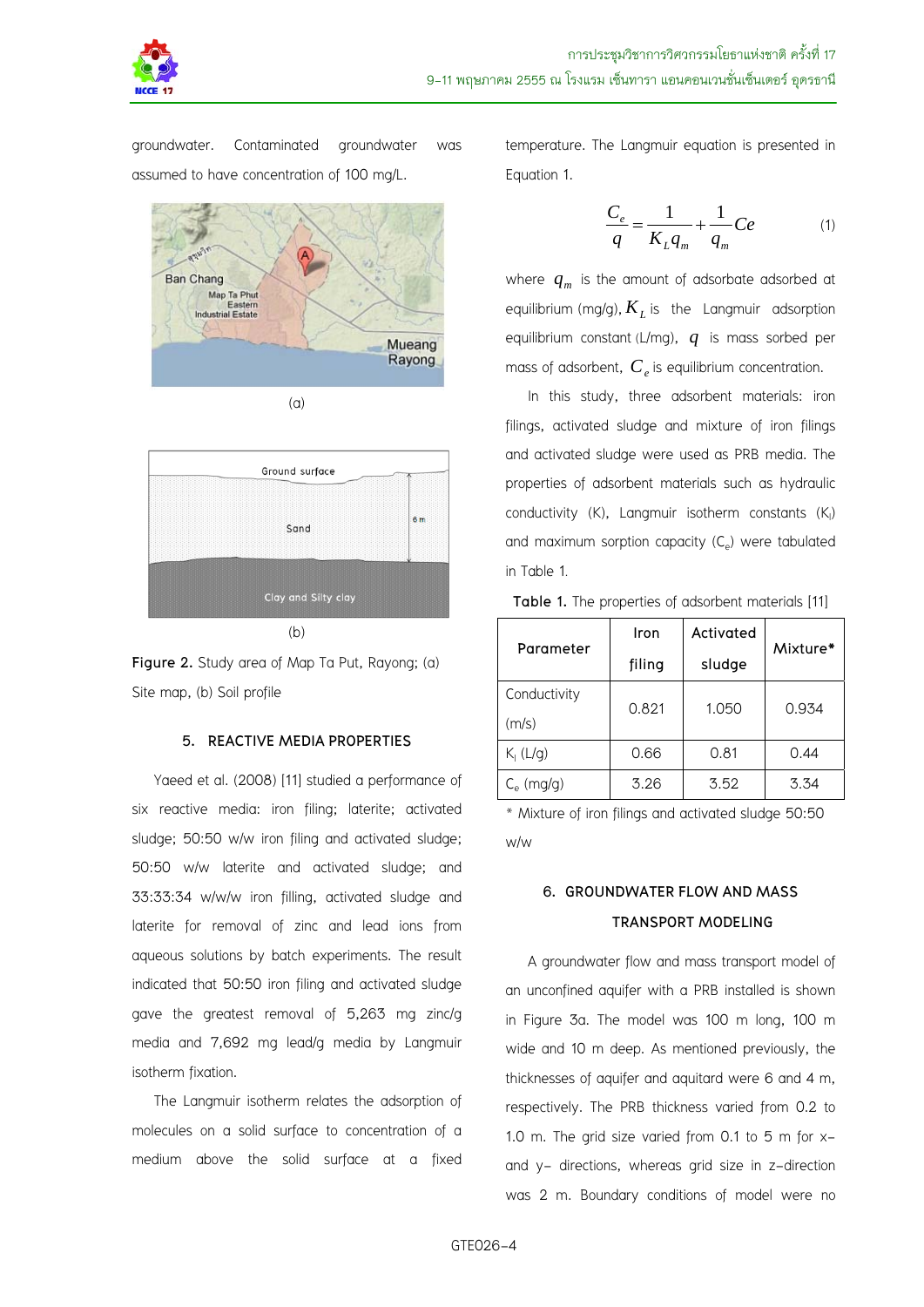groundwater. Contaminated groundwater was assumed to have concentration of 100 mg/L.

Figure 2. Study area of Map Ta Put, Rayong; (a) Site map, (b) Soil profile

## 5. REACTIVE MEDIA PROPERTIES

Yaeed et al. (2008) [11] studied a performance of six reactive media: iron filing; laterite; activated sludge; 50:50 w/w iron filing and activated sludge; 50:50 w/w laterite and activated sludge; and 33:33:34 w/w/w iron filling, activated sludge and laterite for removal of zinc and lead ions from aqueous solutions by batch experiments. The result indicated that 50:50 iron filing and activated sludge gave the greatest removal of 5,263 mg zinc/g media and 7,692 mg lead/g media by Langmuir isotherm fixation.

The Langmuir isotherm relates the adsorption of molecules on a solid surface to concentration of a medium above the solid surface at a fixed temperature. The Langmuir equation is presented in Equation 1.

$$\frac{C_e}{q} = \frac{1}{K_L q_m} + \frac{1}{q_m}Ce \qquad (1)$$

where $q_m$ is the amount of adsorbate adsorbed at equilibrium (mg/g), $K_L$ is the Langmuir adsorption equilibrium constant (L/mg), $q$ is mass sorbed per mass of adsorbent, $C_e$ is equilibrium concentration.

In this study, three adsorbent materials: iron filings, activated sludge and mixture of iron filings and activated sludge were used as PRB media. The properties of adsorbent materials such as hydraulic conductivity (K), Langmuir isotherm constants ($K_l$) and maximum sorption capacity ($C_e$) were tabulated in Table 1.

**Table 1.** The properties of adsorbent materials [11]

| Parameter | Iron filing | Activated sludge | Mixture* |
|---|---|---|---|
| Conductivity (m/s) | 0.821 | 1.050 | 0.934 |
| $K_l$ (L/g) | 0.66 | 0.81 | 0.44 |
| $C_e$ (mg/g) | 3.26 | 3.52 | 3.34 |

\* Mixture of iron filings and activated sludge 50:50 w/w

## 6. GROUNDWATER FLOW AND MASS TRANSPORT MODELING

A groundwater flow and mass transport model of an unconfined aquifer with a PRB installed is shown in Figure 3a. The model was 100 m long, 100 m wide and 10 m deep. As mentioned previously, the thicknesses of aquifer and aquitard were 6 and 4 m, respectively. The PRB thickness varied from 0.2 to 1.0 m. The grid size varied from 0.1 to 5 m for x– and y– directions, whereas grid size in z–direction was 2 m. Boundary conditions of model were no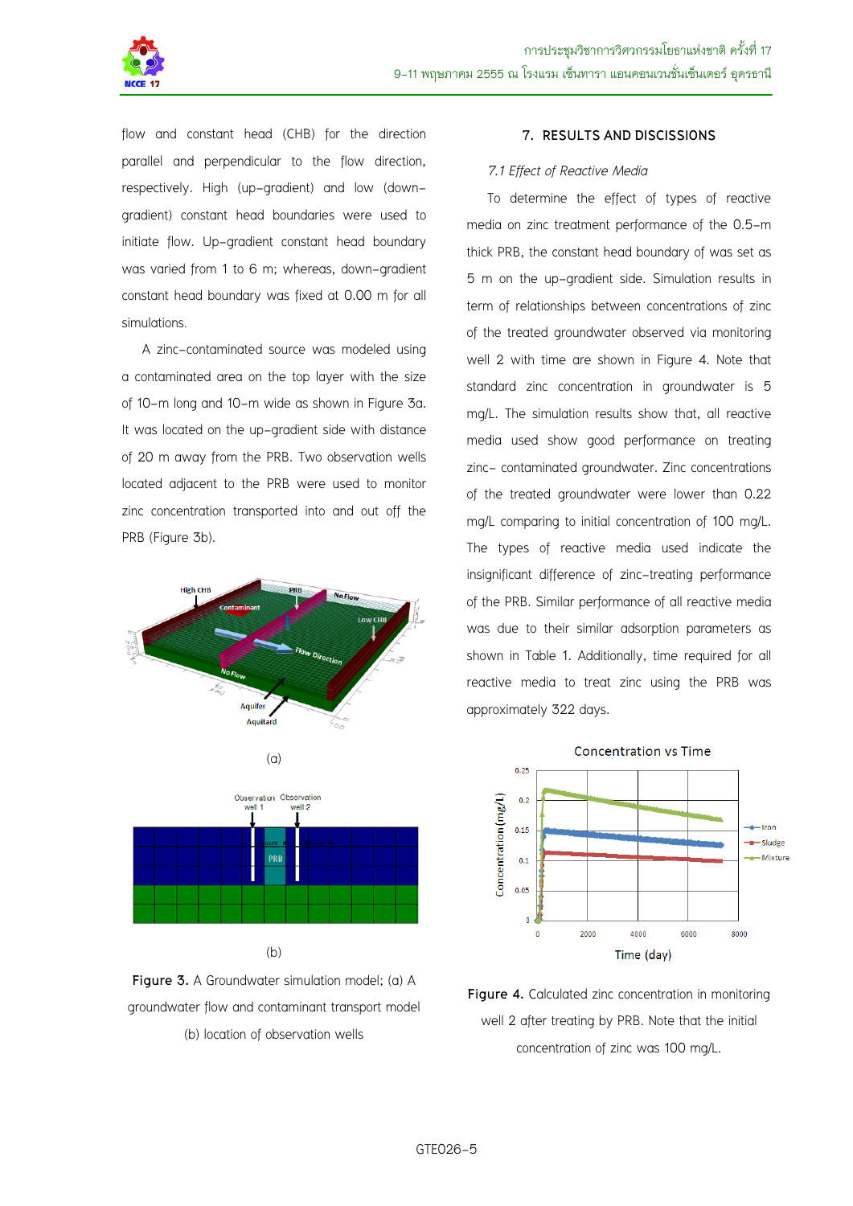flow and constant head (CHB) for the direction parallel and perpendicular to the flow direction, respectively. High (up–gradient) and low (down–gradient) constant head boundaries were used to initiate flow. Up–gradient constant head boundary was varied from 1 to 6 m; whereas, down–gradient constant head boundary was fixed at 0.00 m for all simulations.

A zinc–contaminated source was modeled using a contaminated area on the top layer with the size of 10–m long and 10–m wide as shown in Figure 3a. It was located on the up–gradient side with distance of 20 m away from the PRB. Two observation wells located adjacent to the PRB were used to monitor zinc concentration transported into and out off the PRB (Figure 3b).

(a)

(b)

**Figure 3.** A Groundwater simulation model; (a) A groundwater flow and contaminant transport model (b) location of observation wells

## 7. RESULTS AND DISCISSIONS

### *7.1 Effect of Reactive Media*

To determine the effect of types of reactive media on zinc treatment performance of the 0.5–m thick PRB, the constant head boundary of was set as 5 m on the up–gradient side. Simulation results in term of relationships between concentrations of zinc of the treated groundwater observed via monitoring well 2 with time are shown in Figure 4. Note that standard zinc concentration in groundwater is 5 mg/L. The simulation results show that, all reactive media used show good performance on treating zinc– contaminated groundwater. Zinc concentrations of the treated groundwater were lower than 0.22 mg/L comparing to initial concentration of 100 mg/L. The types of reactive media used indicate the insignificant difference of zinc–treating performance of the PRB. Similar performance of all reactive media was due to their similar adsorption parameters as shown in Table 1. Additionally, time required for all reactive media to treat zinc using the PRB was approximately 322 days.

**Figure 4.** Calculated zinc concentration in monitoring well 2 after treating by PRB. Note that the initial concentration of zinc was 100 mg/L.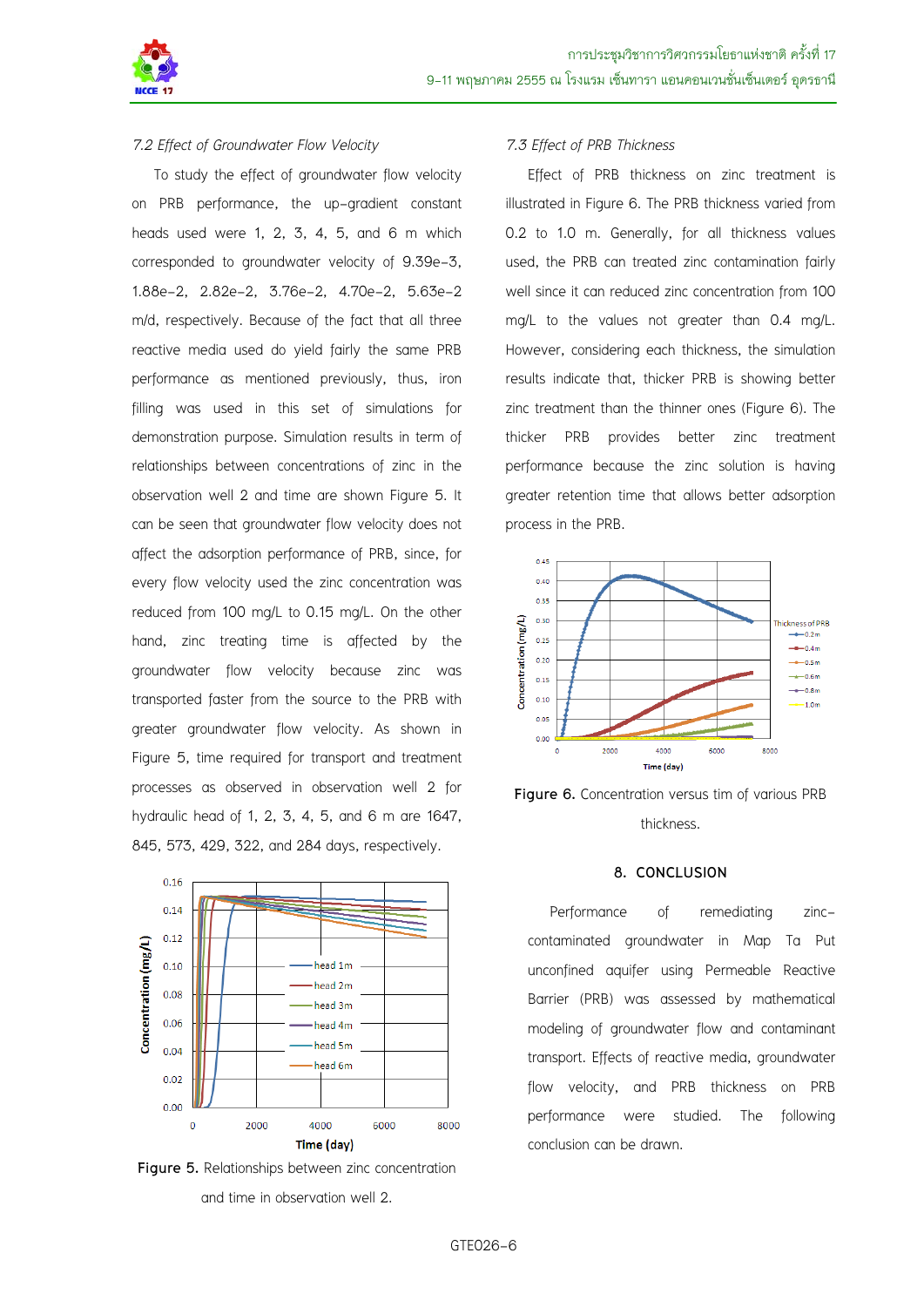### 7.2 Effect of Groundwater Flow Velocity

To study the effect of groundwater flow velocity on PRB performance, the up-gradient constant heads used were 1, 2, 3, 4, 5, and 6 m which corresponded to groundwater velocity of 9.39e-3, 1.88e-2, 2.82e-2, 3.76e-2, 4.70e-2, 5.63e-2 m/d, respectively. Because of the fact that all three reactive media used do yield fairly the same PRB performance as mentioned previously, thus, iron filling was used in this set of simulations for demonstration purpose. Simulation results in term of relationships between concentrations of zinc in the observation well 2 and time are shown Figure 5. It can be seen that groundwater flow velocity does not affect the adsorption performance of PRB, since, for every flow velocity used the zinc concentration was reduced from 100 mg/L to 0.15 mg/L. On the other hand, zinc treating time is affected by the groundwater flow velocity because zinc was transported faster from the source to the PRB with greater groundwater flow velocity. As shown in Figure 5, time required for transport and treatment processes as observed in observation well 2 for hydraulic head of 1, 2, 3, 4, 5, and 6 m are 1647, 845, 573, 429, 322, and 284 days, respectively.

**Figure 5.** Relationships between zinc concentration and time in observation well 2.

### 7.3 Effect of PRB Thickness

Effect of PRB thickness on zinc treatment is illustrated in Figure 6. The PRB thickness varied from 0.2 to 1.0 m. Generally, for all thickness values used, the PRB can treated zinc contamination fairly well since it can reduced zinc concentration from 100 mg/L to the values not greater than 0.4 mg/L. However, considering each thickness, the simulation results indicate that, thicker PRB is showing better zinc treatment than the thinner ones (Figure 6). The thicker PRB provides better zinc treatment performance because the zinc solution is having greater retention time that allows better adsorption process in the PRB.

**Figure 6.** Concentration versus tim of various PRB thickness.

## 8. CONCLUSION

Performance of remediating zinc-contaminated groundwater in Map Ta Put unconfined aquifer using Permeable Reactive Barrier (PRB) was assessed by mathematical modeling of groundwater flow and contaminant transport. Effects of reactive media, groundwater flow velocity, and PRB thickness on PRB performance were studied. The following conclusion can be drawn.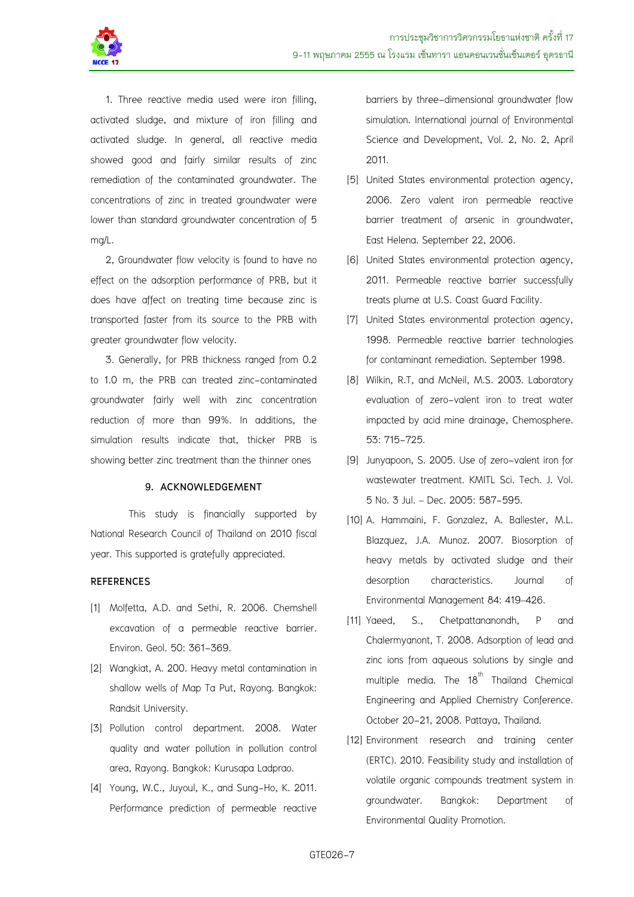1. Three reactive media used were iron filling, activated sludge, and mixture of iron filling and activated sludge. In general, all reactive media showed good and fairly similar results of zinc remediation of the contaminated groundwater. The concentrations of zinc in treated groundwater were lower than standard groundwater concentration of 5 mg/L.

2, Groundwater flow velocity is found to have no effect on the adsorption performance of PRB, but it does have affect on treating time because zinc is transported faster from its source to the PRB with greater groundwater flow velocity.

3. Generally, for PRB thickness ranged from 0.2 to 1.0 m, the PRB can treated zinc-contaminated groundwater fairly well with zinc concentration reduction of more than 99%. In additions, the simulation results indicate that, thicker PRB is showing better zinc treatment than the thinner ones

## 9. ACKNOWLEDGEMENT

This study is financially supported by National Research Council of Thailand on 2010 fiscal year. This supported is gratefully appreciated.

## REFERENCES

[1] Molfetta, A.D. and Sethi, R. 2006. Chemshell excavation of a permeable reactive barrier. Environ. Geol. 50: 361-369.

[2] Wangkiat, A. 200. Heavy metal contamination in shallow wells of Map Ta Put, Rayong. Bangkok: Randsit University.

[3] Pollution control department. 2008. Water quality and water pollution in pollution control area, Rayong. Bangkok: Kurusapa Ladprao.

[4] Young, W.C., Juyoul, K., and Sung-Ho, K. 2011. Performance prediction of permeable reactive barriers by three-dimensional groundwater flow simulation. International journal of Environmental Science and Development, Vol. 2, No. 2, April 2011.

[5] United States environmental protection agency, 2006. Zero valent iron permeable reactive barrier treatment of arsenic in groundwater, East Helena. September 22, 2006.

[6] United States environmental protection agency, 2011. Permeable reactive barrier successfully treats plume at U.S. Coast Guard Facility.

[7] United States environmental protection agency, 1998. Permeable reactive barrier technologies for contaminant remediation. September 1998.

[8] Wilkin, R.T, and McNeil, M.S. 2003. Laboratory evaluation of zero-valent iron to treat water impacted by acid mine drainage, Chemosphere. 53: 715-725.

[9] Junyapoon, S. 2005. Use of zero-valent iron for wastewater treatment. KMITL Sci. Tech. J. Vol. 5 No. 3 Jul. – Dec. 2005: 587-595.

[10] A. Hammaini, F. Gonzalez, A. Ballester, M.L. Blazquez, J.A. Munoz. 2007. Biosorption of heavy metals by activated sludge and their desorption characteristics. Journal of Environmental Management 84: 419–426.

[11] Yaeed, S., Chetpattananondh, P and Chalermyanont, T. 2008. Adsorption of lead and zinc ions from aqueous solutions by single and multiple media. The 18th Thailand Chemical Engineering and Applied Chemistry Conference. October 20-21, 2008. Pattaya, Thailand.

[12] Environment research and training center (ERTC). 2010. Feasibility study and installation of volatile organic compounds treatment system in groundwater. Bangkok: Department of Environmental Quality Promotion.